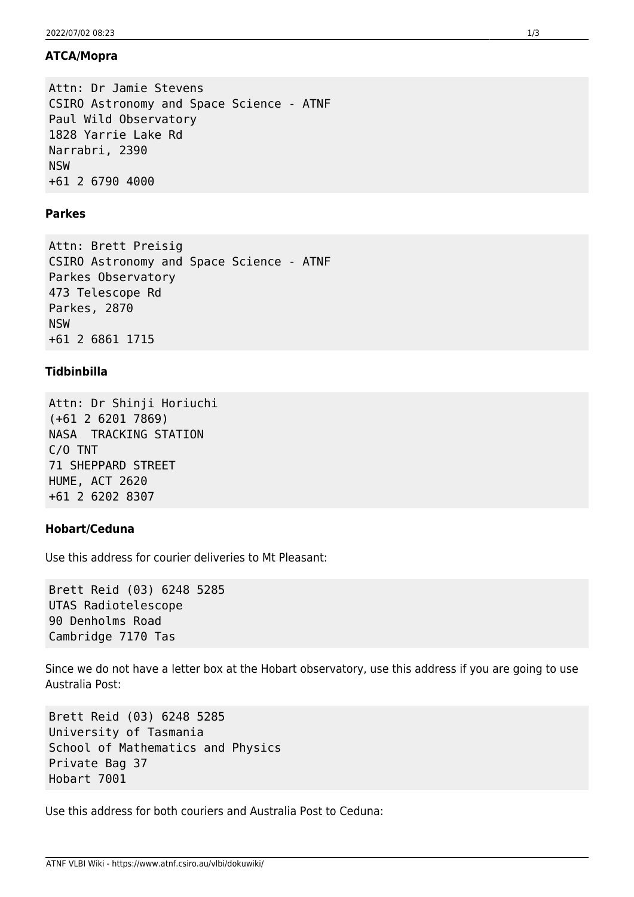### ATCA/Mopra

```
Attn: Dr Jamie Stevens
CSIRO Astronomy and Space Science - ATNF
Paul Wild Observatory
1828 Yarrie Lake Rd
Narrabri, 2390
NSW
+61 2 6790 4000
```

### Parkes

```
Attn: Brett Preisig
CSIRO Astronomy and Space Science - ATNF
Parkes Observatory
473 Telescope Rd
Parkes, 2870
NSW
+61 2 6861 1715
```

### Tidbinbilla

```
Attn: Dr Shinji Horiuchi
(+61 2 6201 7869)
NASA  TRACKING STATION
C/O TNT
71 SHEPPARD STREET
HUME, ACT 2620
+61 2 6202 8307
```

### Hobart/Ceduna

Use this address for courier deliveries to Mt Pleasant:

```
Brett Reid (03) 6248 5285
UTAS Radiotelescope
90 Denholms Road
Cambridge 7170 Tas
```

Since we do not have a letter box at the Hobart observatory, use this address if you are going to use Australia Post:

```
Brett Reid (03) 6248 5285
University of Tasmania
School of Mathematics and Physics
Private Bag 37
Hobart 7001
```

Use this address for both couriers and Australia Post to Ceduna: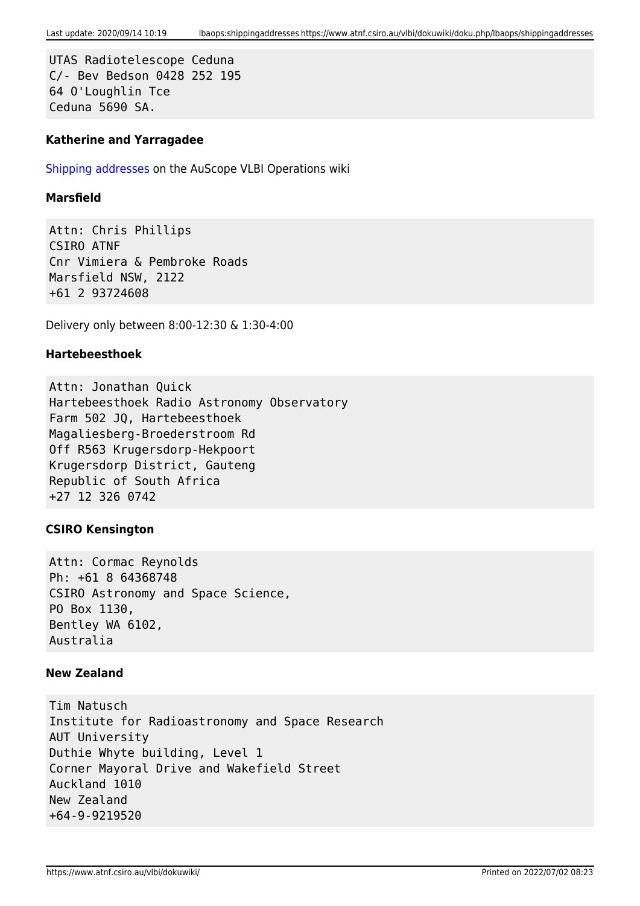```
UTAS Radiotelescope Ceduna
C/- Bev Bedson 0428 252 195
64 O'Loughlin Tce
Ceduna 5690 SA.
```

#### Katherine and Yarragadee

Shipping addresses on the AuScope VLBI Operations wiki

#### Marsfield

```
Attn: Chris Phillips
CSIRO ATNF
Cnr Vimiera & Pembroke Roads
Marsfield NSW, 2122
+61 2 93724608
```

Delivery only between 8:00-12:30 & 1:30-4:00

#### Hartebeesthoek

```
Attn: Jonathan Quick
Hartebeesthoek Radio Astronomy Observatory
Farm 502 JQ, Hartebeesthoek
Magaliesberg-Broederstroom Rd
Off R563 Krugersdorp-Hekpoort
Krugersdorp District, Gauteng
Republic of South Africa
+27 12 326 0742
```

#### CSIRO Kensington

```
Attn: Cormac Reynolds
Ph: +61 8 64368748
CSIRO Astronomy and Space Science,
PO Box 1130,
Bentley WA 6102,
Australia
```

#### New Zealand

```
Tim Natusch
Institute for Radioastronomy and Space Research
AUT University
Duthie Whyte building, Level 1
Corner Mayoral Drive and Wakefield Street
Auckland 1010
New Zealand
+64-9-9219520
```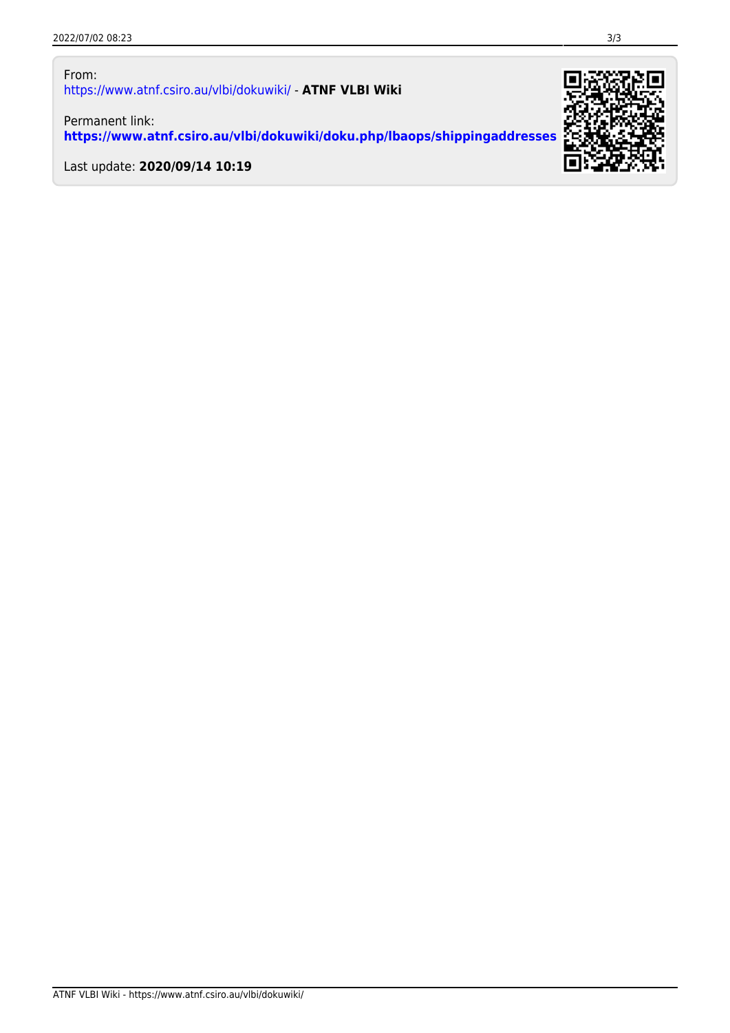From:
https://www.atnf.csiro.au/vlbi/dokuwiki/ - **ATNF VLBI Wiki**

Permanent link:
**https://www.atnf.csiro.au/vlbi/dokuwiki/doku.php/lbaops/shippingaddresses**

Last update: **2020/09/14 10:19**